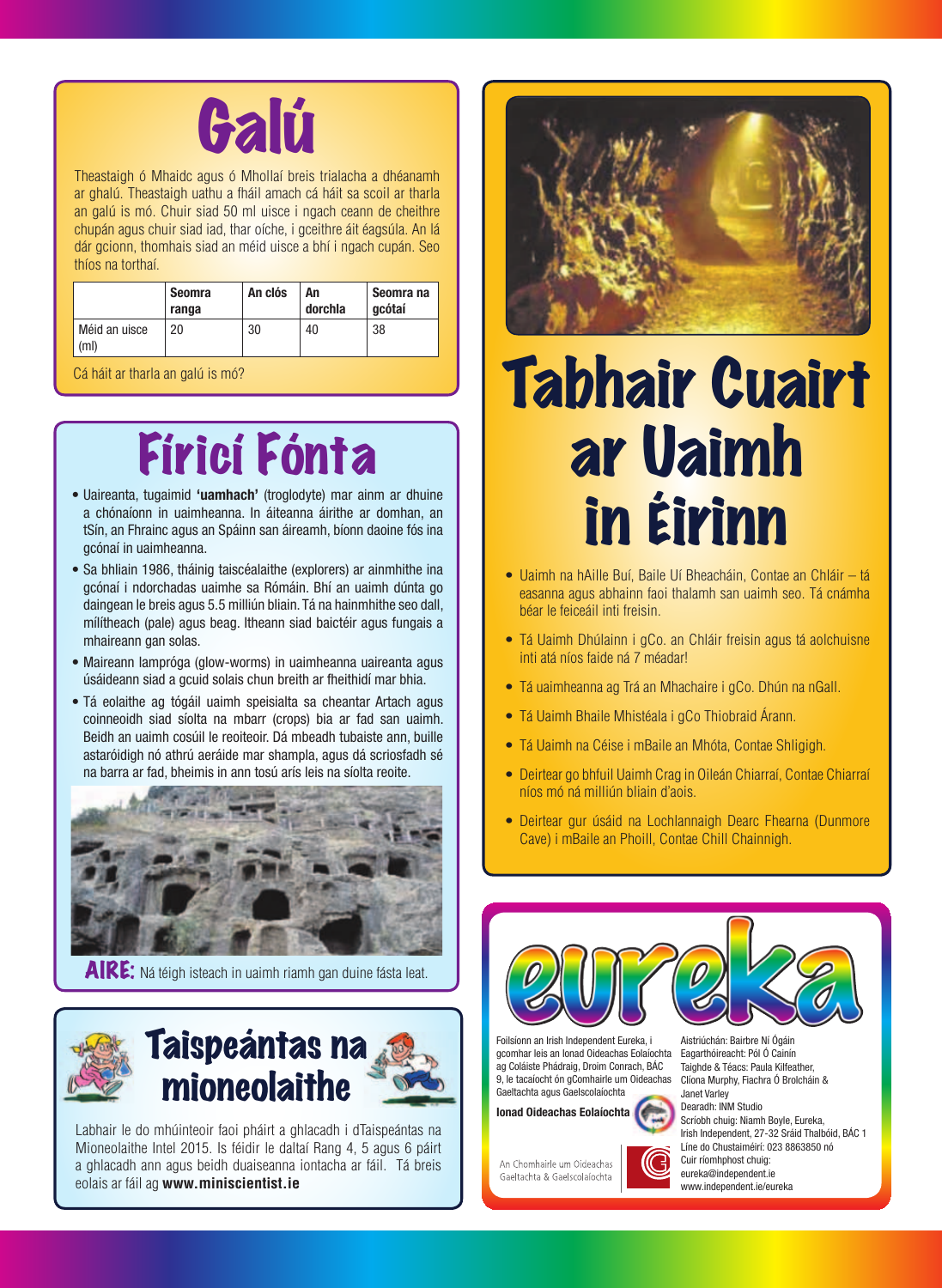# Galú

Theastaigh ó Mhaidc agus ó Mhollaí breis trialacha a dhéanamh ar ghalú. Theastaigh uathu a fháil amach cá háit sa scoil ar tharla an galú is mó. Chuir siad 50 ml uisce i ngach ceann de cheithre chupán agus chuir siad iad, thar oíche, i gceithre áit éagsúla. An lá dár gcionn, thomhais siad an méid uisce a bhí i ngach cupán. Seo thíos na torthaí.

| | Seomra ranga | An clós | An dorchla | Seomra na gcótaí |
|---|---|---|---|---|
| Méid an uisce (ml) | 20 | 30 | 40 | 38 |

Cá háit ar tharla an galú is mó?

# Fíricí Fónta

- Uaireanta, tugaimid **'uamhach'** (troglodyte) mar ainm ar dhuine a chónaíonn in uaimheanna. In áiteanna áirithe ar domhan, an tSín, an Fhrainc agus an Spáinn san áireamh, bíonn daoine fós ina gcónaí in uaimheanna.
- Sa bhliain 1986, tháinig taiscéalaithe (explorers) ar ainmhithe ina gcónaí i ndorchadas uaimhe sa Rómáin. Bhí an uaimh dúnta go daingean le breis agus 5.5 milliún bliain. Tá na hainmhithe seo dall, mílítheach (pale) agus beag. Itheann siad baictéir agus fungais a mhaireann gan solas.
- Maireann lampróga (glow-worms) in uaimheanna uaireanta agus úsáideann siad a gcuid solais chun breith ar fheithidí mar bhia.
- Tá eolaithe ag tógáil uaimh speisialta sa cheantar Artach agus coinneoidh siad síolta na mbarr (crops) bia ar fad san uaimh. Beidh an uaimh cosúil le reoiteoir. Dá mbeadh tubaiste ann, buille astaróidigh nó athrú aeráide mar shampla, agus dá scriosfadh sé na barra ar fad, bheimis in ann tosú arís leis na síolta reoite.

**AIRE:** Ná téigh isteach in uaimh riamh gan duine fásta leat.

# Taispeántas na mioneolaithe

Labhair le do mhúinteoir faoi pháirt a ghlacadh i dTaispeántas na Mioneolaithe Intel 2015. Is féidir le daltaí Rang 4, 5 agus 6 páirt a ghlacadh ann agus beidh duaiseanna iontacha ar fáil. Tá breis eolais ar fáil ag **www.miniscientist.ie**

# Tabhair Cuairt ar Uaimh in Éirinn

- Uaimh na hAille Buí, Baile Uí Bheacháin, Contae an Chláir – tá easanna agus abhainn faoi thalamh san uaimh seo. Tá cnámha béar le feiceáil inti freisin.
- Tá Uaimh Dhúlainn i gCo. an Chláir freisin agus tá aolchuisne inti atá níos faide ná 7 méadar!
- Tá uaimheanna ag Trá an Mhachaire i gCo. Dhún na nGall.
- Tá Uaimh Bhaile Mhistéala i gCo Thiobraid Árann.
- Tá Uaimh na Céise i mBaile an Mhóta, Contae Shligigh.
- Deirtear go bhfuil Uaimh Crag in Oileán Chiarraí, Contae Chiarraí níos mó ná milliún bliain d'aois.
- Deirtear gur úsáid na Lochlannaigh Dearc Fhearna (Dunmore Cave) i mBaile an Phoill, Contae Chill Chainnigh.

## eureka

Foilsíonn an Irish Independent Eureka, i gcomhar leis an Ionad Oideachas Eolaíochta ag Coláiste Phádraig, Droim Conrach, BÁC 9, le tacaíocht ón gComhairle um Oideachas Gaeltachta agus Gaelscolaíochta

**Ionad Oideachas Eolaíochta**

An Chomhairle um Oideachas Gaeltachta & Gaelscolaíochta

Aistriúchán: Bairbre Ní Ógáin
Eagarthóireacht: Pól Ó Cainín
Taighde & Téacs: Paula Kilfeather, Clíona Murphy, Fiachra Ó Brolcháin & Janet Varley
Dearadh: INM Studio
Scríobh chuig: Niamh Boyle, Eureka, Irish Independent, 27-32 Sráid Thalbóid, BÁC 1
Líne do Chustaiméirí: 023 8863850 nó
Cuir ríomhphost chuig: eureka@independent.ie
www.independent.ie/eureka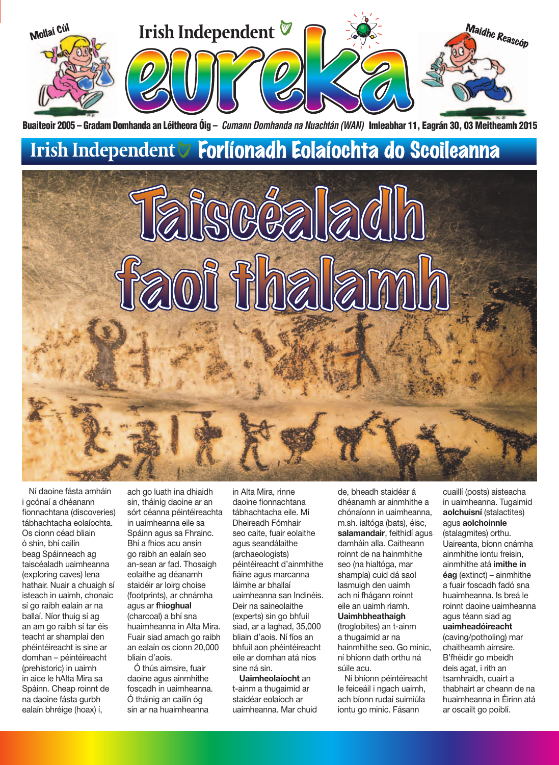Mollaí Cúl

Irish Independent

# eureka

Maidhc Reascóp

Buaiteoir 2005 – Gradam Domhanda an Léitheora Óig – *Cumann Domhanda na Nuachtán (WAN)* **Imleabhar 11, Eagrán 30, 03 Meitheamh 2015**

## Irish Independent Forlíonadh Eolaíochta do Scoileanna

# Taiscéaladh faoi thalamh

Ní daoine fásta amháin i gcónaí a dhéanann fionnachtana (discoveries) tábhachtacha eolaíochta. Os cionn céad bliain ó shin, bhí cailín beag Spáinneach ag taiscéaladh uaimheanna (exploring caves) lena hathair. Nuair a chuaigh sí isteach in uaimh, chonaic sí go raibh ealaín ar na ballaí. Níor thuig sí ag an am go raibh sí tar éis teacht ar shamplaí den phéintéireacht is sine ar domhan – péintéireacht (prehistoric) in uaimh in aice le hAlta Mira sa Spáinn. Cheap roinnt de na daoine fásta gurbh ealaín bhréige (hoax) í, ach go luath ina dhiaidh sin, tháinig daoine ar an sórt céanna péintéireachta in uaimheanna eile sa Spáinn agus sa Fhrainc. Bhí a fhios acu ansin go raibh an ealaín seo an-sean ar fad. Thosaigh eolaithe ag déanamh staidéir ar loirg choise (footprints), ar chnámha agus ar **fhioghual** (charcoal) a bhí sna huaimheanna in Alta Mira. Fuair siad amach go raibh an ealaín os cionn 20,000 bliain d'aois.

Ó thús aimsire, fuair daoine agus ainmhithe foscadh in uaimheanna. Ó tháinig an cailín óg sin ar na huaimheanna in Alta Mira, rinne daoine fionnachtana tábhachtacha eile. Mí Dheireadh Fómhair seo caite, fuair eolaithe agus seandálaithe (archaeologists) péintéireacht d'ainmhithe fiáine agus marcanna láimhe ar bhallaí uaimheanna san Indinéis. Deir na saineolaithe (experts) sin go bhfuil siad, ar a laghad, 35,000 bliain d'aois. Ní fios an bhfuil aon phéintéireacht eile ar domhan atá níos sine ná sin.

**Uaimheolaíocht** an t-ainm a thugaimid ar staidéar eolaíoch ar uaimheanna. Mar chuid de, bheadh staidéar á dhéanamh ar ainmhithe a chónaíonn in uaimheanna, m.sh. ialtóga (bats), éisc, **salamandair**, feithidí agus damháin alla. Caitheann roinnt de na hainmhithe seo (na hialtóga, mar shampla) cuid dá saol lasmuigh den uaimh ach ní fhágann roinnt eile an uaimh riamh. **Uaimhbheathaigh** (troglobites) an t-ainm a thugaimid ar na hainmhithe seo. Go minic, ní bhíonn dath orthu ná súile acu.

Ní bhíonn péintéireacht le feiceáil i ngach uaimh, ach bíonn rudaí suimiúla iontu go minic. Fásann cuaillí (posts) aisteacha in uaimheanna. Tugaimid **aolchuisní** (stalactites) agus **aolchoinnle** (stalagmites) orthu. Uaireanta, bíonn cnámha ainmhithe iontu freisin, ainmhithe atá **imithe in éag** (extinct) – ainmhithe a fuair foscadh fadó sna huaimheanna. Is breá le roinnt daoine uaimheanna agus téann siad ag **uaimheadóireacht** (caving/potholing) mar chaitheamh aimsire. B'fhéidir go mbeidh deis agat, i rith an tsamhraidh, cuairt a thabhairt ar cheann de na huaimheanna in Éirinn atá ar oscailt go poiblí.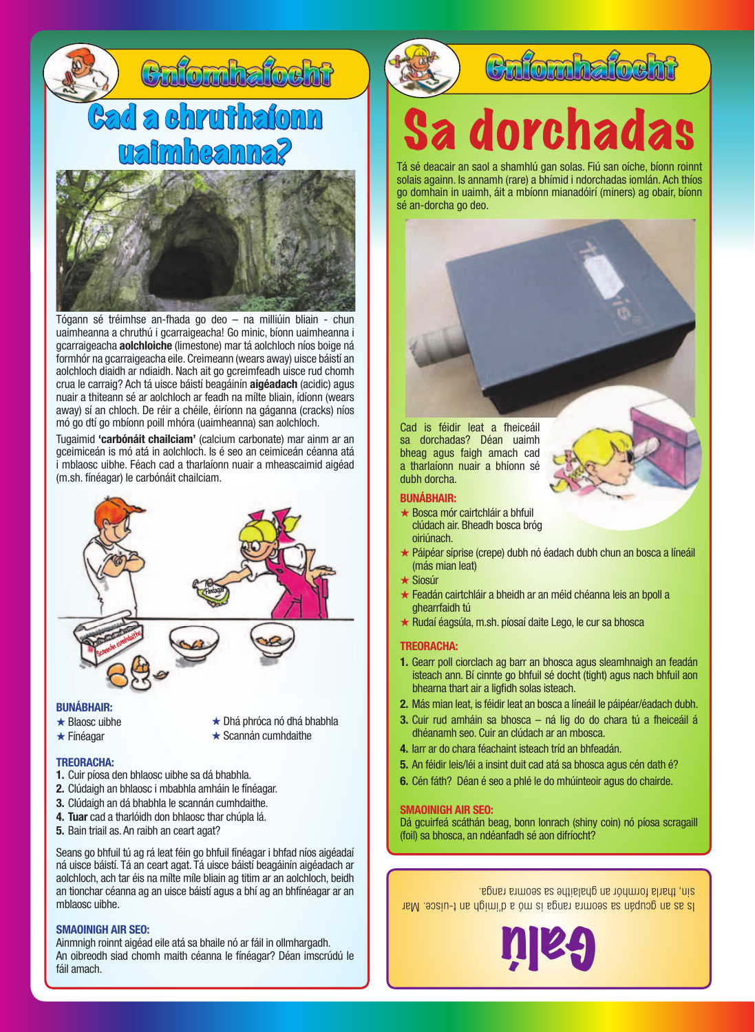## Gníomhaíocht

# Cad a chruthaíonn uaimheanna?

Tógann sé tréimhse an-fhada go deo – na milliúin bliain - chun uaimheanna a chruthú i gcarraigeacha! Go minic, bíonn uaimheanna i gcarraigeacha **aolchloiche** (limestone) mar tá aolchloch níos boige ná formhór na gcarraigeacha eile. Creimeann (wears away) uisce báistí an aolchloch diaidh ar ndiaidh. Nach ait go gcreimfeadh uisce rud chomh crua le carraig? Ach tá uisce báistí beagáinín **aigéadach** (acidic) agus nuair a thiteann sé ar aolchloch ar feadh na mílte bliain, ídíonn (wears away) sí an chloch. De réir a chéile, éiríonn na gáganna (cracks) níos mó go dtí go mbíonn poill mhóra (uaimheanna) san aolchloch.

Tugaimid **'carbónáit chailciam'** (calcium carbonate) mar ainm ar an gceimiceán is mó atá in aolchloch. Is é seo an ceimiceán céanna atá i mblaosc uibhe. Féach cad a tharlaíonn nuair a mheascaimid aigéad (m.sh. fínéagar) le carbónáit chailciam.

**BUNÁBHAIR:**
- ★ Blaosc uibhe
- ★ Fínéagar
- ★ Dhá phróca nó dhá bhabhla
- ★ Scannán cumhdaithe

**TREORACHA:**
1. Cuir píosa den bhlaosc uibhe sa dá bhabhla.
2. Clúdaigh an bhlaosc i mbabhla amháin le fínéagar.
3. Clúdaigh an dá bhabhla le scannán cumhdaithe.
4. **Tuar** cad a tharlóidh don bhlaosc thar chúpla lá.
5. Bain triail as. An raibh an ceart agat?

Seans go bhfuil tú ag rá leat féin go bhfuil fínéagar i bhfad níos aigéadaí ná uisce báistí. Tá an ceart agat. Tá uisce báistí beagáinín aigéadach ar aolchloch, ach tar éis na mílte míle bliain ag titim ar an aolchloch, beidh an tionchar céanna ag an uisce báistí agus a bhí ag an bhfínéagar ar an mblaosc uibhe.

**SMAOINIGH AIR SEO:**
Ainmnigh roinnt aigéad eile atá sa bhaile nó ar fáil in ollmhargadh. An oibreodh siad chomh maith céanna le fínéagar? Déan imscrúdú le fáil amach.

## Gníomhaíocht

# Sa dorchadas

Tá sé deacair an saol a shamhlú gan solas. Fiú san oíche, bíonn roinnt solais againn. Is annamh (rare) a bhímid i ndorchadas iomlán. Ach thíos go domhain in uaimh, áit a mbíonn mianadóirí (miners) ag obair, bíonn sé an-dorcha go deo.

Cad is féidir leat a fheiceáil sa dorchadas? Déan uaimh bheag agus faigh amach cad a tharlaíonn nuair a bhíonn sé dubh dorcha.

**BUNÁBHAIR:**
- ★ Bosca mór cairtchláir a bhfuil clúdach air. Bheadh bosca bróg oiriúnach.
- ★ Páipéar síprise (crepe) dubh nó éadach dubh chun an bosca a líneáil (más mian leat)
- ★ Siosúr
- ★ Feadán cairtchláir a bheidh ar an méid chéanna leis an bpoll a ghearrfaidh tú
- ★ Rudaí éagsúla, m.sh. píosaí daite Lego, le cur sa bhosca

**TREORACHA:**
1. Gearr poll ciorclach ag barr an bhosca agus sleamhnaigh an feadán isteach ann. Bí cinnte go bhfuil sé docht (tight) agus nach bhfuil aon bhearna thart air a ligfidh solas isteach.
2. Más mian leat, is féidir leat an bosca a líneáil le páipéar/éadach dubh.
3. Cuir rud amháin sa bhosca – ná lig do do chara tú a fheiceáil á dhéanamh seo. Cuir an clúdach ar an mbosca.
4. Iarr ar do chara féachaint isteach tríd an bhfeadán.
5. An féidir leis/léi a insint duit cad atá sa bhosca agus cén dath é?
6. Cén fáth? Déan é seo a phlé le do mhúinteoir agus do chairde.

**SMAOINIGH AIR SEO:**
Dá gcuirfeá scáthán beag, bonn lonrach (shiny coin) nó píosa scragaill (foil) sa bhosca, an ndéanfadh sé aon difríocht?

## Galú

Is as an gcupán sa seomra ranga is mó a d'imigh an t-uisce. Mar sin, tharla formhór an ghalaithe sa seomra ranga.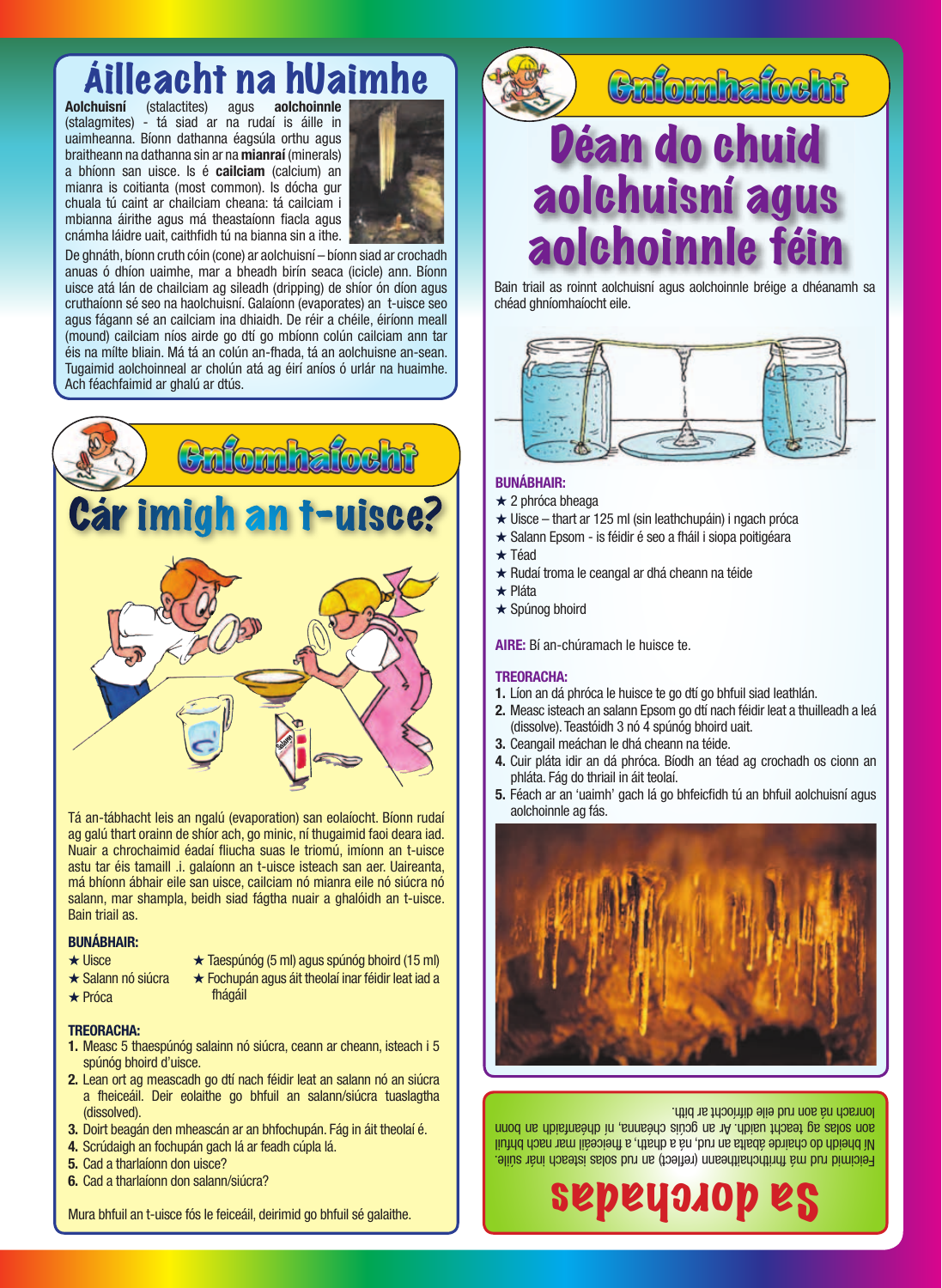# Áilleacht na hUaimhe

**Aolchuisní** (stalactites) agus **aolchoinnle** (stalagmites) - tá siad ar na rudaí is áille in uaimheanna. Bíonn dathanna éagsúla orthu agus braitheann na dathanna sin ar na **mianraí** (minerals) a bhíonn san uisce. Is é **cailciam** (calcium) an mianra is coitianta (most common). Is dócha gur chuala tú caint ar chailciam cheana: tá cailciam i mbianna áirithe agus má theastaíonn fiacla agus cnámha láidre uait, caithfidh tú na bianna sin a ithe.

De ghnáth, bíonn cruth cóin (cone) ar aolchuisní – bíonn siad ar crochadh anuas ó dhíon uaimhe, mar a bheadh birín seaca (icicle) ann. Bíonn uisce atá lán de chailciam ag sileadh (dripping) de shíor ón díon agus cruthaíonn sé seo na haolchuisní. Galaíonn (evaporates) an t-uisce seo agus fágann sé an cailciam ina dhiaidh. De réir a chéile, éiríonn meall (mound) cailciam níos airde go dtí go mbíonn colún cailciam ann tar éis na mílte bliain. Má tá an colún an-fhada, tá an aolchuisne an-sean. Tugaimid aolchoinneal ar cholún atá ag éirí aníos ó urlár na huaimhe. Ach féachfaimid ar ghalú ar dtús.

## Gníomhaíocht

# Cár imigh an t-uisce?

Tá an-tábhacht leis an ngalú (evaporation) san eolaíocht. Bíonn rudaí ag galú thart orainn de shíor ach, go minic, ní thugaimid faoi deara iad. Nuair a chrochaimid éadaí fliucha suas le triomú, imíonn an t-uisce astu tar éis tamaill .i. galaíonn an t-uisce isteach san aer. Uaireanta, má bhíonn ábhair eile san uisce, cailciam nó mianra eile nó siúcra nó salann, mar shampla, beidh siad fágtha nuair a ghalóidh an t-uisce. Bain triail as.

**BUNÁBHAIR:**
- ★ Uisce
- ★ Salann nó siúcra
- ★ Próca
- ★ Taespúnóg (5 ml) agus spúnóg bhoird (15 ml)
- ★ Fochupán agus áit theolaí inar féidir leat iad a fhágáil

**TREORACHA:**
1. Measc 5 thaespúnóg salainn nó siúcra, ceann ar cheann, isteach i 5 spúnóg bhoird d'uisce.
2. Lean ort ag meascadh go dtí nach féidir leat an salann nó an siúcra a fheiceáil. Deir eolaithe go bhfuil an salann/siúcra tuaslagtha (dissolved).
3. Doirt beagán den mheascán ar an bhfochupán. Fág in áit theolaí é.
4. Scrúdaigh an fochupán gach lá ar feadh cúpla lá.
5. Cad a tharlaíonn don uisce?
6. Cad a tharlaíonn don salann/siúcra?

Mura bhfuil an t-uisce fós le feiceáil, deirimid go bhfuil sé galaithe.

## Gníomhaíocht

# Déan do chuid aolchuisní agus aolchoinnle féin

Bain triail as roinnt aolchuisní agus aolchoinnle bréige a dhéanamh sa chéad ghníomhaíocht eile.

**BUNÁBHAIR:**
- ★ 2 phróca bheaga
- ★ Uisce – thart ar 125 ml (sin leathchupáin) i ngach próca
- ★ Salann Epsom - is féidir é seo a fháil i siopa poitigéara
- ★ Téad
- ★ Rudaí troma le ceangal ar dhá cheann na téide
- ★ Pláta
- ★ Spúnóg bhoird

**AIRE:** Bí an-chúramach le huisce te.

**TREORACHA:**
1. Líon an dá phróca le huisce te go dtí go bhfuil siad leathlán.
2. Measc isteach an salann Epsom go dtí nach féidir leat a thuilleadh a leá (dissolve). Teastóidh 3 nó 4 spúnóg bhoird uait.
3. Ceangail meáchan le dhá cheann na téide.
4. Cuir pláta idir an dá phróca. Bíodh an téad ag crochadh os cionn an phláta. Fág do thriail in áit teolaí.
5. Féach ar an 'uaimh' gach lá go bhfeicfidh tú an bhfuil aolchuisní agus aolchoinnle ag fás.

# Sa dorchadas

Feicimid rud má fhrithchaitheann (reflect) an rud solas isteach inár súile. Ní bheidh do chairde ábalta an rud, ná a dhath, a fheiceáil mar nach bhfuil aon solas ag teacht uaidh. Ar an gcúis chéanna, ní dhéanfaidh an bonn lonrach ná aon rud eile difríocht ar bith.